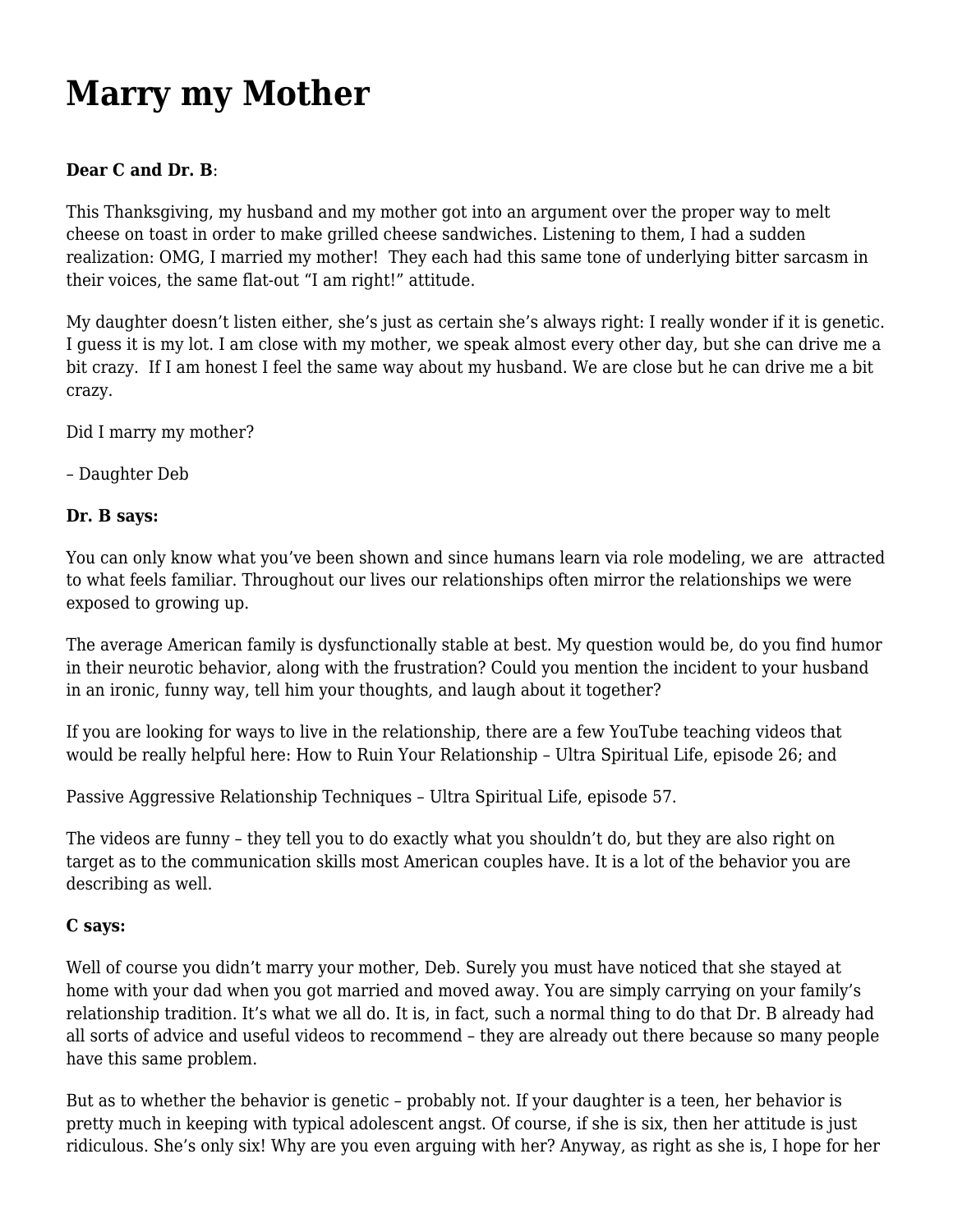# Marry my Mother

**Dear C and Dr. B**:

This Thanksgiving, my husband and my mother got into an argument over the proper way to melt cheese on toast in order to make grilled cheese sandwiches. Listening to them, I had a sudden realization: OMG, I married my mother!  They each had this same tone of underlying bitter sarcasm in their voices, the same flat-out "I am right!" attitude.

My daughter doesn't listen either, she's just as certain she's always right: I really wonder if it is genetic. I guess it is my lot. I am close with my mother, we speak almost every other day, but she can drive me a bit crazy.  If I am honest I feel the same way about my husband. We are close but he can drive me a bit crazy.

Did I marry my mother?

– Daughter Deb

**Dr. B says:**

You can only know what you've been shown and since humans learn via role modeling, we are  attracted to what feels familiar. Throughout our lives our relationships often mirror the relationships we were exposed to growing up.

The average American family is dysfunctionally stable at best. My question would be, do you find humor in their neurotic behavior, along with the frustration? Could you mention the incident to your husband in an ironic, funny way, tell him your thoughts, and laugh about it together?

If you are looking for ways to live in the relationship, there are a few YouTube teaching videos that would be really helpful here: How to Ruin Your Relationship – Ultra Spiritual Life, episode 26; and

Passive Aggressive Relationship Techniques – Ultra Spiritual Life, episode 57.

The videos are funny – they tell you to do exactly what you shouldn't do, but they are also right on target as to the communication skills most American couples have. It is a lot of the behavior you are describing as well.

**C says:**

Well of course you didn't marry your mother, Deb. Surely you must have noticed that she stayed at home with your dad when you got married and moved away. You are simply carrying on your family's relationship tradition. It's what we all do. It is, in fact, such a normal thing to do that Dr. B already had all sorts of advice and useful videos to recommend – they are already out there because so many people have this same problem.

But as to whether the behavior is genetic – probably not. If your daughter is a teen, her behavior is pretty much in keeping with typical adolescent angst. Of course, if she is six, then her attitude is just ridiculous. She's only six! Why are you even arguing with her? Anyway, as right as she is, I hope for her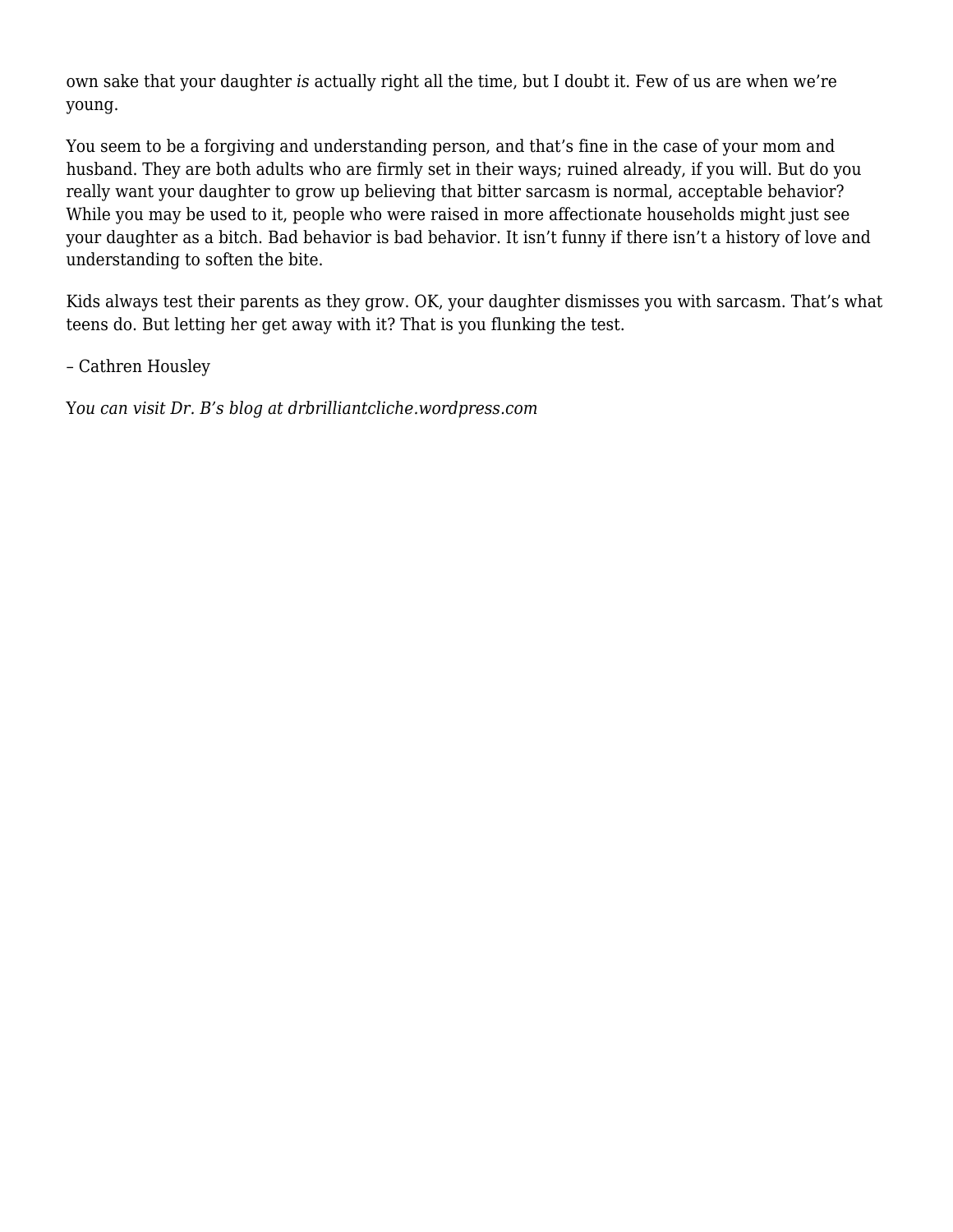own sake that your daughter *is* actually right all the time, but I doubt it. Few of us are when we're young.

You seem to be a forgiving and understanding person, and that's fine in the case of your mom and husband. They are both adults who are firmly set in their ways; ruined already, if you will. But do you really want your daughter to grow up believing that bitter sarcasm is normal, acceptable behavior? While you may be used to it, people who were raised in more affectionate households might just see your daughter as a bitch. Bad behavior is bad behavior. It isn't funny if there isn't a history of love and understanding to soften the bite.

Kids always test their parents as they grow. OK, your daughter dismisses you with sarcasm. That's what teens do. But letting her get away with it? That is you flunking the test.

– Cathren Housley

Y*ou can visit Dr. B's blog at drbrilliantcliche.wordpress.com*